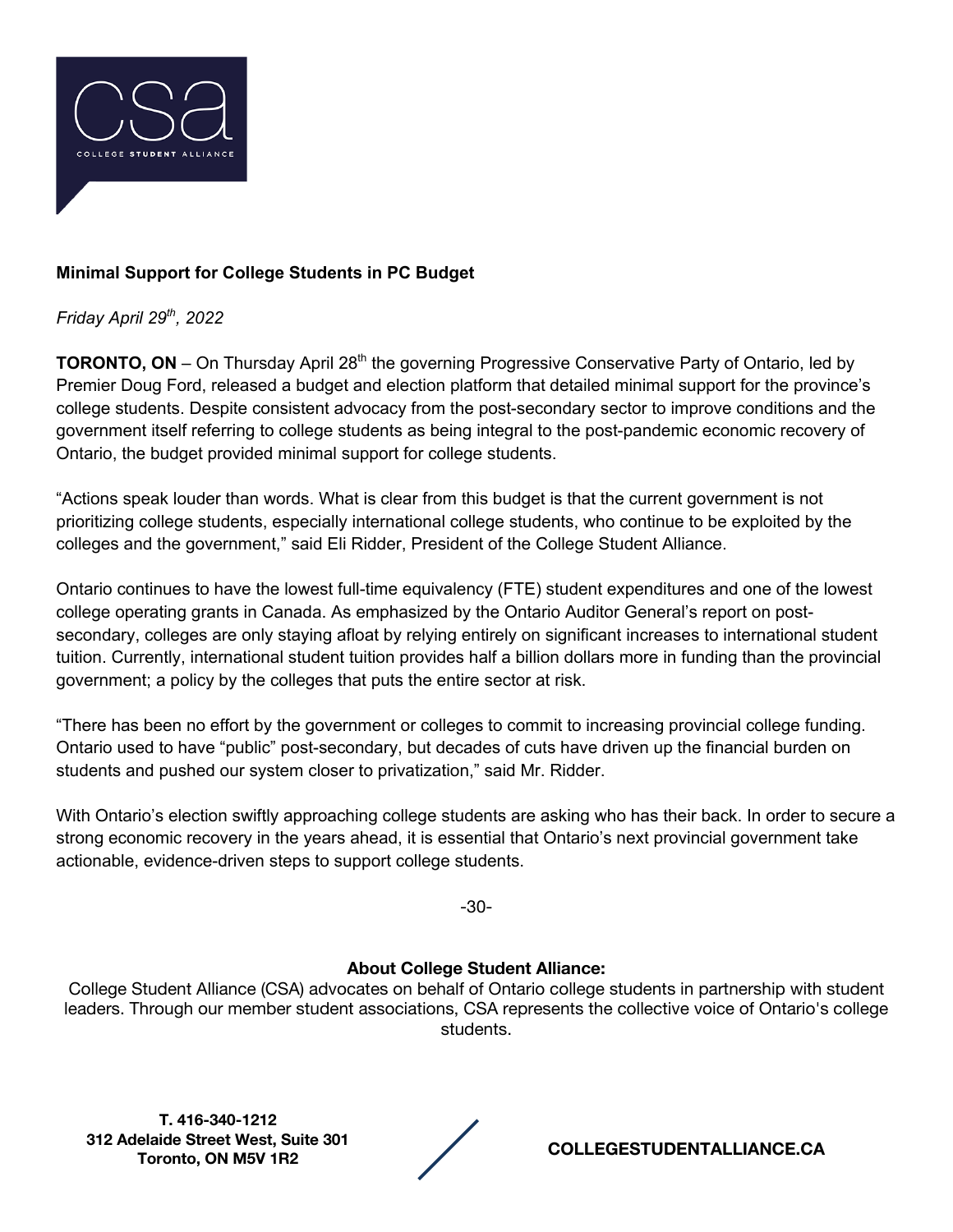**Minimal Support for College Students in PC Budget**

*Friday April 29th, 2022*

**TORONTO, ON** – On Thursday April 28th the governing Progressive Conservative Party of Ontario, led by Premier Doug Ford, released a budget and election platform that detailed minimal support for the province's college students. Despite consistent advocacy from the post-secondary sector to improve conditions and the government itself referring to college students as being integral to the post-pandemic economic recovery of Ontario, the budget provided minimal support for college students.

"Actions speak louder than words. What is clear from this budget is that the current government is not prioritizing college students, especially international college students, who continue to be exploited by the colleges and the government," said Eli Ridder, President of the College Student Alliance.

Ontario continues to have the lowest full-time equivalency (FTE) student expenditures and one of the lowest college operating grants in Canada. As emphasized by the Ontario Auditor General's report on post-secondary, colleges are only staying afloat by relying entirely on significant increases to international student tuition. Currently, international student tuition provides half a billion dollars more in funding than the provincial government; a policy by the colleges that puts the entire sector at risk.

"There has been no effort by the government or colleges to commit to increasing provincial college funding. Ontario used to have "public" post-secondary, but decades of cuts have driven up the financial burden on students and pushed our system closer to privatization," said Mr. Ridder.

With Ontario's election swiftly approaching college students are asking who has their back. In order to secure a strong economic recovery in the years ahead, it is essential that Ontario's next provincial government take actionable, evidence-driven steps to support college students.

-30-

**About College Student Alliance:**

College Student Alliance (CSA) advocates on behalf of Ontario college students in partnership with student leaders. Through our member student associations, CSA represents the collective voice of Ontario's college students.

**T. 416-340-1212**
**312 Adelaide Street West, Suite 301**
**Toronto, ON M5V 1R2**

**COLLEGESTUDENTALLIANCE.CA**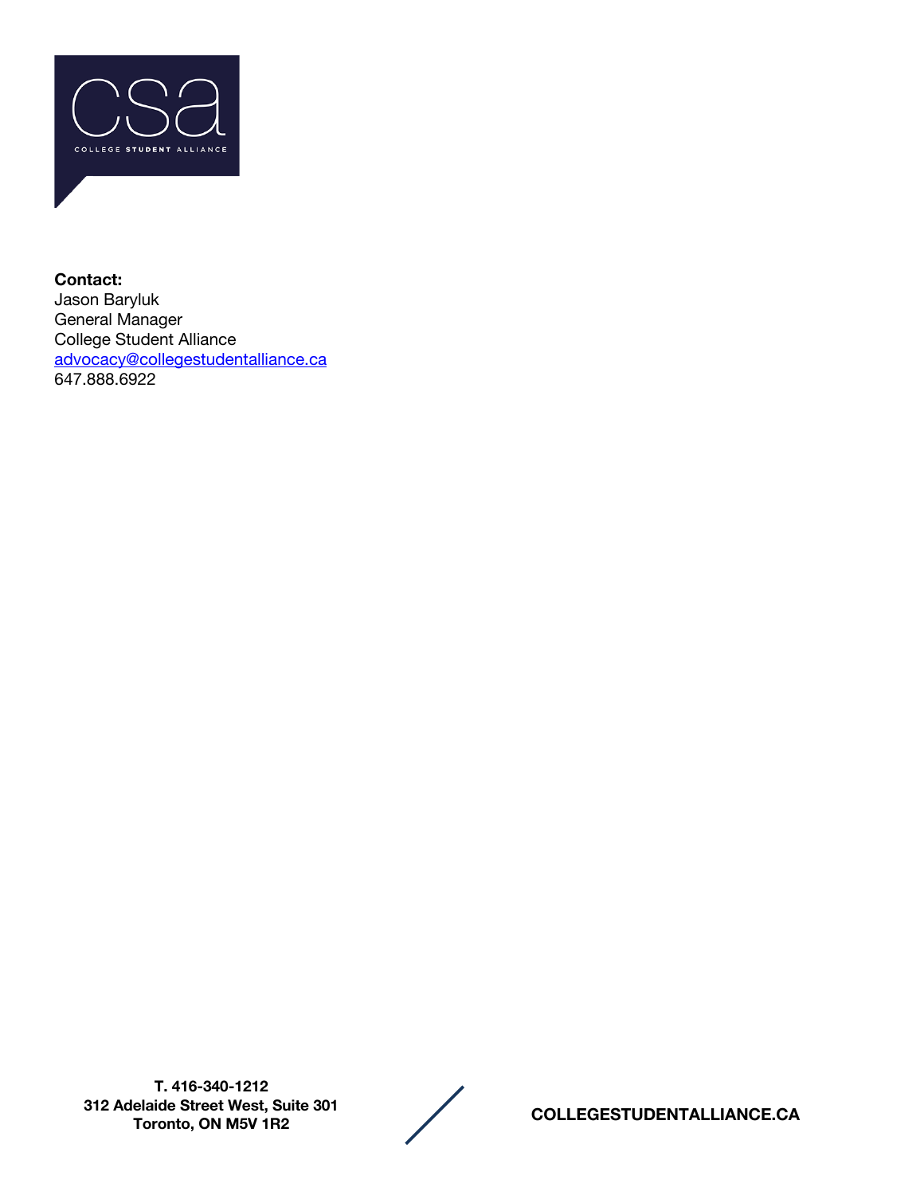**Contact:**
Jason Baryluk
General Manager
College Student Alliance
advocacy@collegestudentalliance.ca
647.888.6922

T. 416-340-1212
312 Adelaide Street West, Suite 301
Toronto, ON M5V 1R2

COLLEGESTUDENTALLIANCE.CA